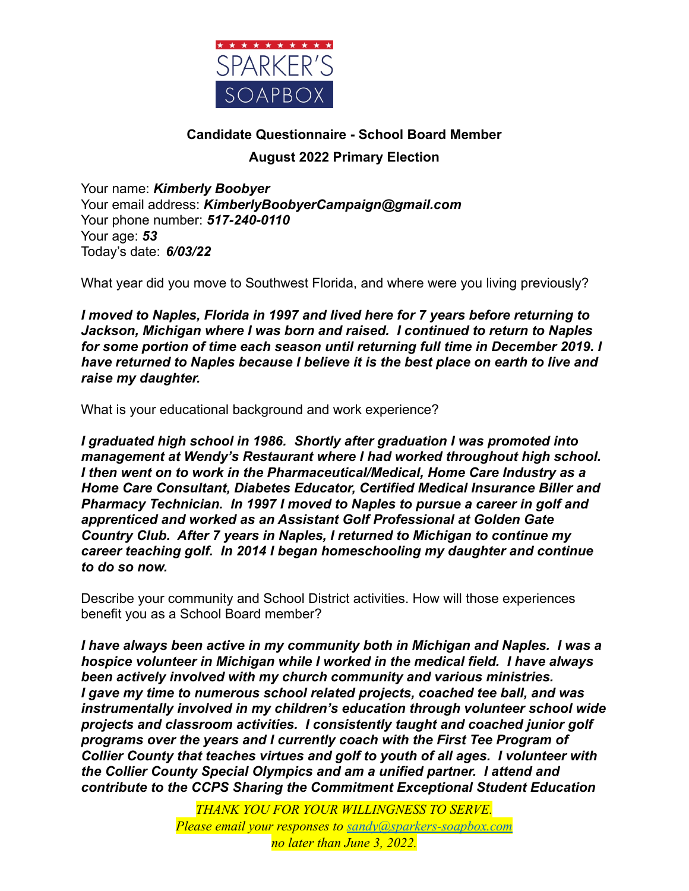SPARKER'S SOAPBOX

**Candidate Questionnaire - School Board Member**

**August 2022 Primary Election**

Your name: ***Kimberly Boobyer***
Your email address: ***KimberlyBoobyerCampaign@gmail.com***
Your phone number: ***517-240-0110***
Your age: ***53***
Today's date: ***6/03/22***

What year did you move to Southwest Florida, and where were you living previously?

***I moved to Naples, Florida in 1997 and lived here for 7 years before returning to Jackson, Michigan where I was born and raised. I continued to return to Naples for some portion of time each season until returning full time in December 2019. I have returned to Naples because I believe it is the best place on earth to live and raise my daughter.***

What is your educational background and work experience?

***I graduated high school in 1986. Shortly after graduation I was promoted into management at Wendy's Restaurant where I had worked throughout high school. I then went on to work in the Pharmaceutical/Medical, Home Care Industry as a Home Care Consultant, Diabetes Educator, Certified Medical Insurance Biller and Pharmacy Technician. In 1997 I moved to Naples to pursue a career in golf and apprenticed and worked as an Assistant Golf Professional at Golden Gate Country Club. After 7 years in Naples, I returned to Michigan to continue my career teaching golf. In 2014 I began homeschooling my daughter and continue to do so now.***

Describe your community and School District activities. How will those experiences benefit you as a School Board member?

***I have always been active in my community both in Michigan and Naples. I was a hospice volunteer in Michigan while I worked in the medical field. I have always been actively involved with my church community and various ministries. I gave my time to numerous school related projects, coached tee ball, and was instrumentally involved in my children's education through volunteer school wide projects and classroom activities. I consistently taught and coached junior golf programs over the years and I currently coach with the First Tee Program of Collier County that teaches virtues and golf to youth of all ages. I volunteer with the Collier County Special Olympics and am a unified partner. I attend and contribute to the CCPS Sharing the Commitment Exceptional Student Education***

*THANK YOU FOR YOUR WILLINGNESS TO SERVE.*
*Please email your responses to sandy@sparkers-soapbox.com*
*no later than June 3, 2022.*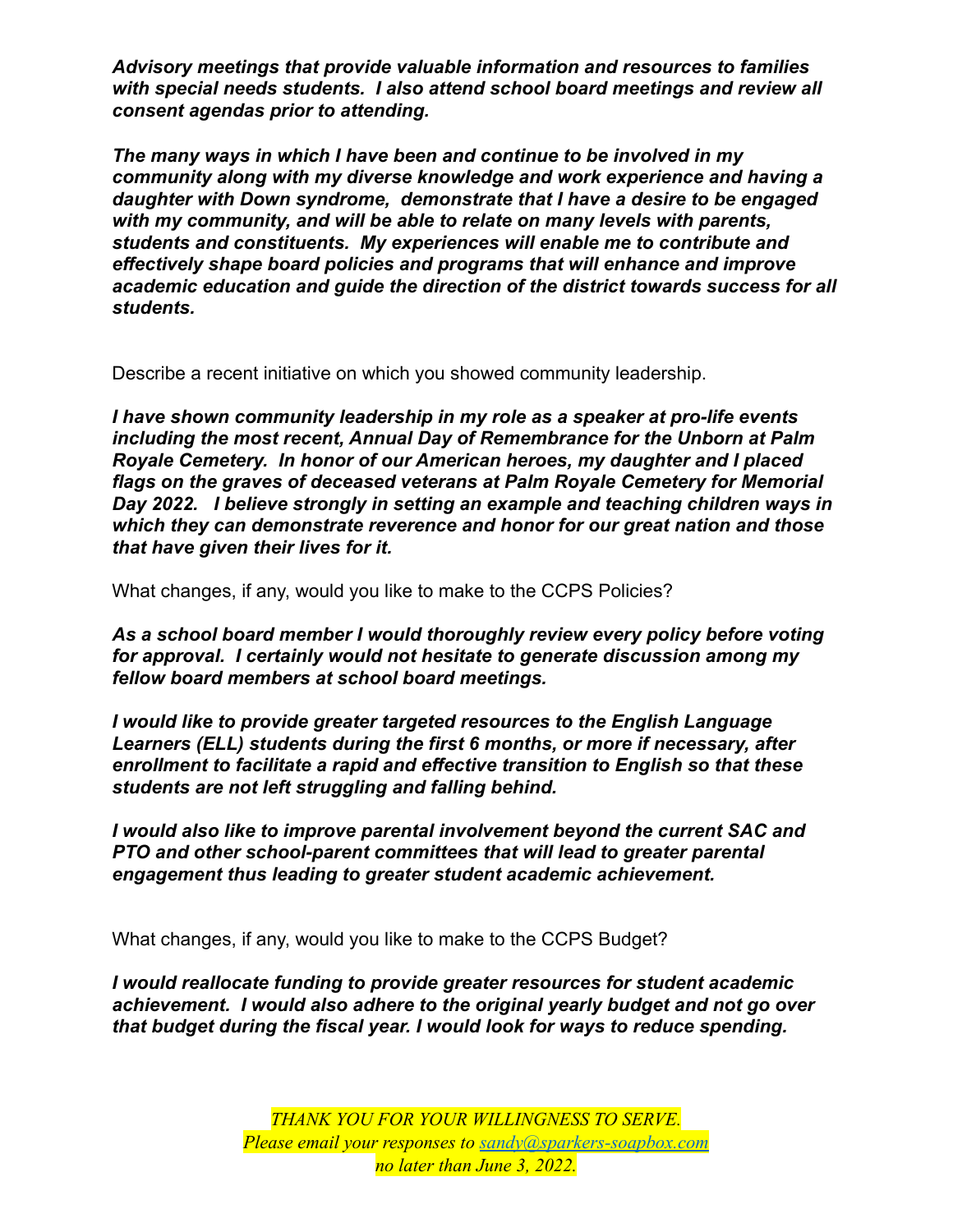***Advisory meetings that provide valuable information and resources to families with special needs students. I also attend school board meetings and review all consent agendas prior to attending.***

***The many ways in which I have been and continue to be involved in my community along with my diverse knowledge and work experience and having a daughter with Down syndrome, demonstrate that I have a desire to be engaged with my community, and will be able to relate on many levels with parents, students and constituents. My experiences will enable me to contribute and effectively shape board policies and programs that will enhance and improve academic education and guide the direction of the district towards success for all students.***

Describe a recent initiative on which you showed community leadership.

***I have shown community leadership in my role as a speaker at pro-life events including the most recent, Annual Day of Remembrance for the Unborn at Palm Royale Cemetery. In honor of our American heroes, my daughter and I placed flags on the graves of deceased veterans at Palm Royale Cemetery for Memorial Day 2022. I believe strongly in setting an example and teaching children ways in which they can demonstrate reverence and honor for our great nation and those that have given their lives for it.***

What changes, if any, would you like to make to the CCPS Policies?

***As a school board member I would thoroughly review every policy before voting for approval. I certainly would not hesitate to generate discussion among my fellow board members at school board meetings.***

***I would like to provide greater targeted resources to the English Language Learners (ELL) students during the first 6 months, or more if necessary, after enrollment to facilitate a rapid and effective transition to English so that these students are not left struggling and falling behind.***

***I would also like to improve parental involvement beyond the current SAC and PTO and other school-parent committees that will lead to greater parental engagement thus leading to greater student academic achievement.***

What changes, if any, would you like to make to the CCPS Budget?

***I would reallocate funding to provide greater resources for student academic achievement. I would also adhere to the original yearly budget and not go over that budget during the fiscal year. I would look for ways to reduce spending.***

*THANK YOU FOR YOUR WILLINGNESS TO SERVE.*
*Please email your responses to [sandy@sparkers-soapbox.com](mailto:sandy@sparkers-soapbox.com)*
*no later than June 3, 2022.*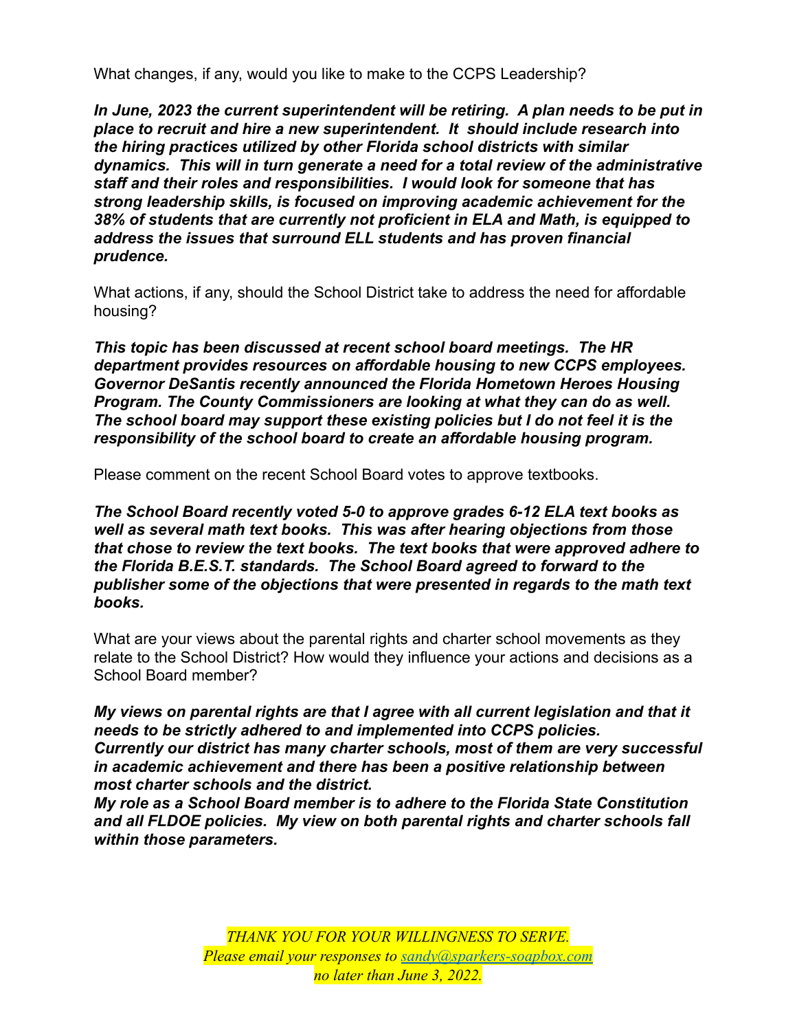What changes, if any, would you like to make to the CCPS Leadership?

***In June, 2023 the current superintendent will be retiring. A plan needs to be put in place to recruit and hire a new superintendent. It should include research into the hiring practices utilized by other Florida school districts with similar dynamics. This will in turn generate a need for a total review of the administrative staff and their roles and responsibilities. I would look for someone that has strong leadership skills, is focused on improving academic achievement for the 38% of students that are currently not proficient in ELA and Math, is equipped to address the issues that surround ELL students and has proven financial prudence.***

What actions, if any, should the School District take to address the need for affordable housing?

***This topic has been discussed at recent school board meetings. The HR department provides resources on affordable housing to new CCPS employees. Governor DeSantis recently announced the Florida Hometown Heroes Housing Program. The County Commissioners are looking at what they can do as well. The school board may support these existing policies but I do not feel it is the responsibility of the school board to create an affordable housing program.***

Please comment on the recent School Board votes to approve textbooks.

***The School Board recently voted 5-0 to approve grades 6-12 ELA text books as well as several math text books. This was after hearing objections from those that chose to review the text books. The text books that were approved adhere to the Florida B.E.S.T. standards. The School Board agreed to forward to the publisher some of the objections that were presented in regards to the math text books.***

What are your views about the parental rights and charter school movements as they relate to the School District? How would they influence your actions and decisions as a School Board member?

***My views on parental rights are that I agree with all current legislation and that it needs to be strictly adhered to and implemented into CCPS policies.***
***Currently our district has many charter schools, most of them are very successful in academic achievement and there has been a positive relationship between most charter schools and the district.***
***My role as a School Board member is to adhere to the Florida State Constitution and all FLDOE policies. My view on both parental rights and charter schools fall within those parameters.***

*THANK YOU FOR YOUR WILLINGNESS TO SERVE.*
*Please email your responses to [sandy@sparkers-soapbox.com](mailto:sandy@sparkers-soapbox.com)*
*no later than June 3, 2022.*